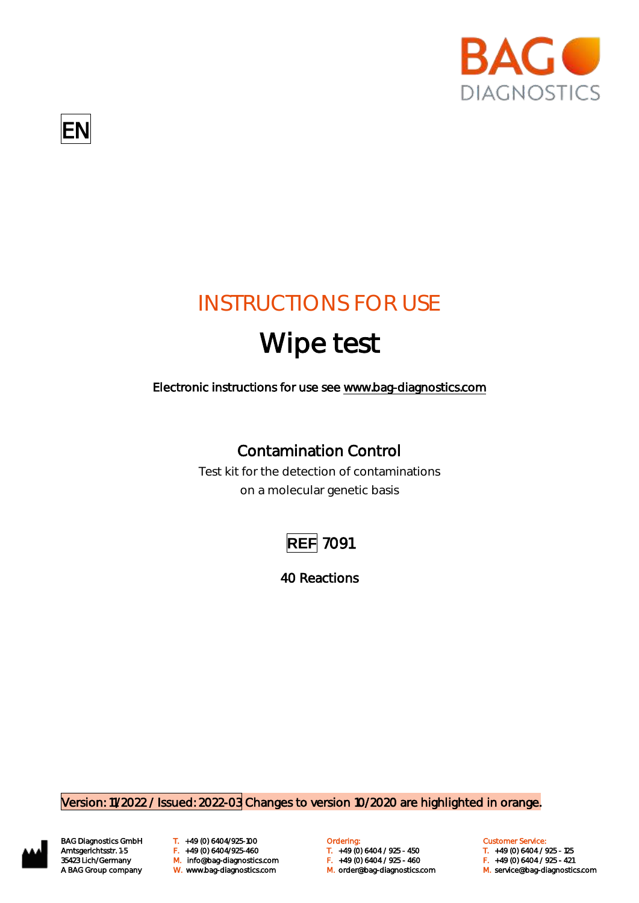EN

# INSTRUCTIONS FOR USE

# Wipe test

Electronic instructions for use see www.bag-diagnostics.com

## Contamination Control

Test kit for the detection of contaminations
on a molecular genetic basis

**REF 7091**

**40 Reactions**

Version: 11/2022 / Issued: 2022-03 Changes to version 10/2020 are highlighted in orange.

BAG Diagnostics GmbH
Amtsgerichtsstr. 1-5
35423 Lich/Germany
A BAG Group company

T. +49 (0) 6404/925-100
F. +49 (0) 6404/925-460
M. info@bag-diagnostics.com
W. www.bag-diagnostics.com

Ordering:
T. +49 (0) 6404 / 925 - 450
F. +49 (0) 6404 / 925 - 460
M. order@bag-diagnostics.com

Customer Service:
T. +49 (0) 6404 / 925 - 125
F. +49 (0) 6404 / 925 - 421
M. service@bag-diagnostics.com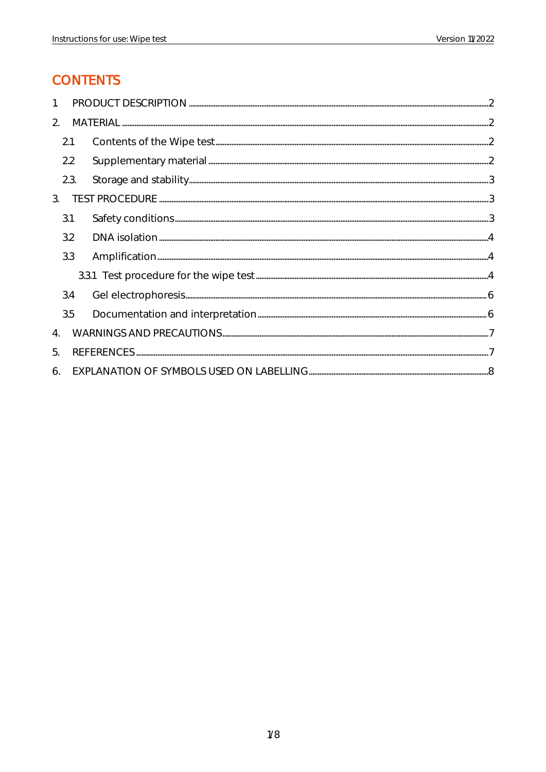# CONTENTS

1 PRODUCT DESCRIPTION ....... 2

2. MATERIAL ....... 2

  2.1 Contents of the Wipe test ....... 2

  2.2 Supplementary material ....... 2

  2.3. Storage and stability ....... 3

3. TEST PROCEDURE ....... 3

  3.1 Safety conditions ....... 3

  3.2 DNA isolation ....... 4

  3.3 Amplification ....... 4

    3.3.1 Test procedure for the wipe test ....... 4

  3.4 Gel electrophoresis ....... 6

  3.5 Documentation and interpretation ....... 6

4. WARNINGS AND PRECAUTIONS ....... 7

5. REFERENCES ....... 7

6. EXPLANATION OF SYMBOLS USED ON LABELLING ....... 8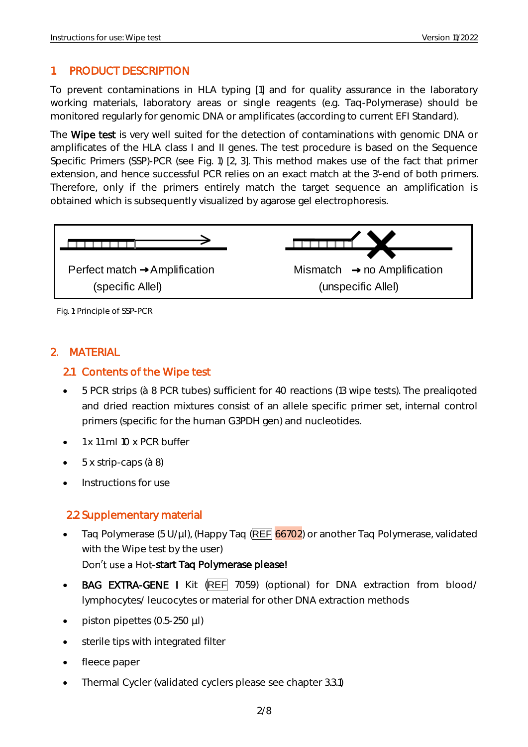## 1 PRODUCT DESCRIPTION

To prevent contaminations in HLA typing [1] and for quality assurance in the laboratory working materials, laboratory areas or single reagents (e.g. Taq-Polymerase) should be monitored regularly for genomic DNA or amplificates (according to current EFI Standard).

The **Wipe test** is very well suited for the detection of contaminations with genomic DNA or amplificates of the HLA class I and II genes. The test procedure is based on the Sequence Specific Primers (SSP)-PCR (see Fig. 1) [2, 3]. This method makes use of the fact that primer extension, and hence successful PCR relies on an exact match at the 3'-end of both primers. Therefore, only if the primers entirely match the target sequence an amplification is obtained which is subsequently visualized by agarose gel electrophoresis.

| Perfect match → Amplification (specific Allel) | Mismatch → no Amplification (unspecific Allel) |
|---|---|

Fig. 1: Principle of SSP-PCR

## 2. MATERIAL

### 2.1 Contents of the Wipe test

- 5 PCR strips (à 8 PCR tubes) sufficient for 40 reactions (13 wipe tests). The prealiqoted and dried reaction mixtures consist of an allele specific primer set, internal control primers (specific for the human G3PDH gen) and nucleotides.
- 1 x 1.1 ml 10 x PCR buffer
- 5 x strip-caps (à 8)
- Instructions for use

### 2.2 Supplementary material

- Taq Polymerase (5 U/µl), (Happy Taq (REF 66702) or another Taq Polymerase, validated with the Wipe test by the user)
  Don't use a Hot-**start Taq Polymerase please!**
- **BAG EXTRA-GENE I** Kit (REF 7059) (optional) for DNA extraction from blood/ lymphocytes/ leucocytes or material for other DNA extraction methods
- piston pipettes (0.5-250 µl)
- sterile tips with integrated filter
- fleece paper
- Thermal Cycler (validated cyclers please see chapter 3.3.1)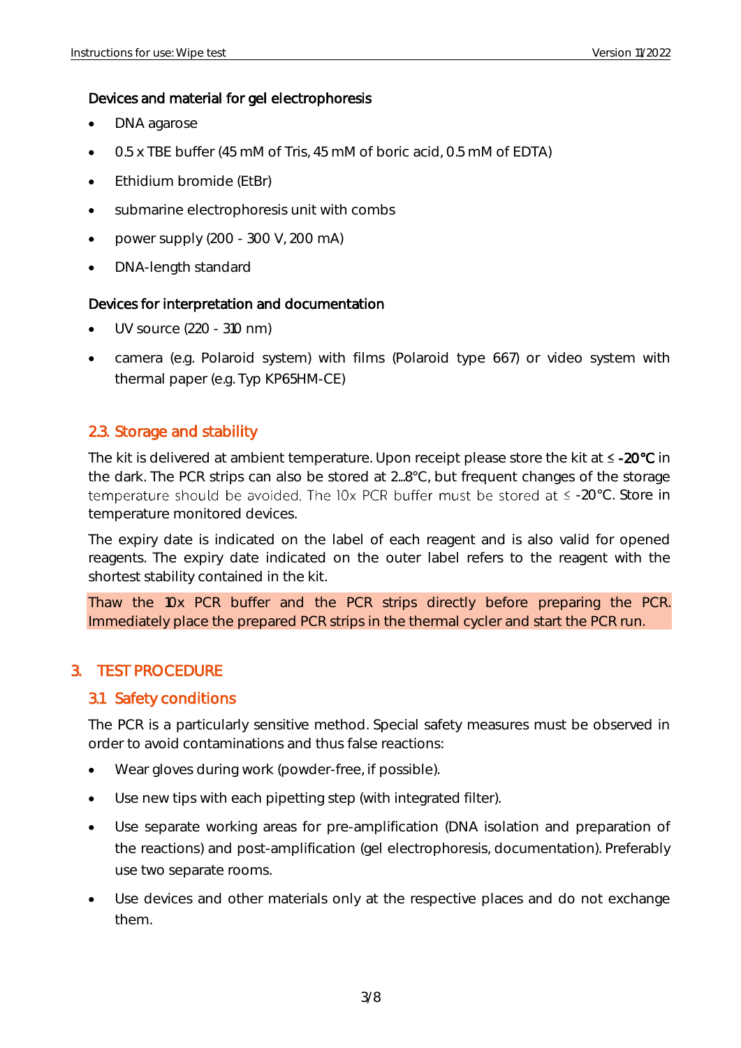Devices and material for gel electrophoresis

- DNA agarose
- 0.5 x TBE buffer (45 mM of Tris, 45 mM of boric acid, 0.5 mM of EDTA)
- Ethidium bromide (EtBr)
- submarine electrophoresis unit with combs
- power supply (200 - 300 V, 200 mA)
- DNA-length standard

Devices for interpretation and documentation

- UV source (220 - 310 nm)
- camera (e.g. Polaroid system) with films (Polaroid type 667) or video system with thermal paper (e.g. Typ KP65HM-CE)

## 2.3. Storage and stability

The kit is delivered at ambient temperature. Upon receipt please store the kit at ≤ **-20°C** in the dark. The PCR strips can also be stored at 2...8°C, but frequent changes of the storage temperature should be avoided. The 10x PCR buffer must be stored at ≤ -20°C. Store in temperature monitored devices.

The expiry date is indicated on the label of each reagent and is also valid for opened reagents. The expiry date indicated on the outer label refers to the reagent with the shortest stability contained in the kit.

Thaw the 10x PCR buffer and the PCR strips directly before preparing the PCR. Immediately place the prepared PCR strips in the thermal cycler and start the PCR run.

# 3. TEST PROCEDURE

## 3.1 Safety conditions

The PCR is a particularly sensitive method. Special safety measures must be observed in order to avoid contaminations and thus false reactions:

- Wear gloves during work (powder-free, if possible).
- Use new tips with each pipetting step (with integrated filter).
- Use separate working areas for pre-amplification (DNA isolation and preparation of the reactions) and post-amplification (gel electrophoresis, documentation). Preferably use two separate rooms.
- Use devices and other materials only at the respective places and do not exchange them.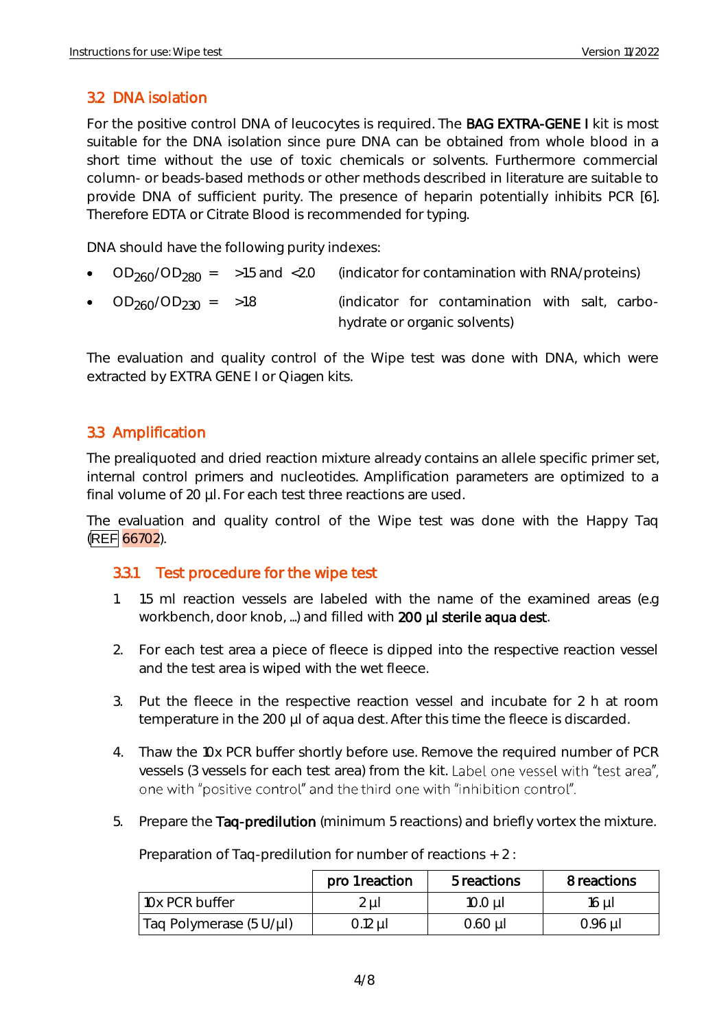## 3.2 DNA isolation

For the positive control DNA of leucocytes is required. The **BAG EXTRA-GENE I** kit is most suitable for the DNA isolation since pure DNA can be obtained from whole blood in a short time without the use of toxic chemicals or solvents. Furthermore commercial column- or beads-based methods or other methods described in literature are suitable to provide DNA of sufficient purity. The presence of heparin potentially inhibits PCR [6]. Therefore EDTA or Citrate Blood is recommended for typing.

DNA should have the following purity indexes:

- $OD_{260}/OD_{280}$ = >1.5 and <2.0 (indicator for contamination with RNA/proteins)
- $OD_{260}/OD_{230}$ = >1.8 (indicator for contamination with salt, carbohydrate or organic solvents)

The evaluation and quality control of the Wipe test was done with DNA, which were extracted by EXTRA GENE I or Qiagen kits.

## 3.3 Amplification

The prealiquoted and dried reaction mixture already contains an allele specific primer set, internal control primers and nucleotides. Amplification parameters are optimized to a final volume of 20 µl. For each test three reactions are used.

The evaluation and quality control of the Wipe test was done with the Happy Taq (REF 66702).

### 3.3.1 Test procedure for the wipe test

1. 1.5 ml reaction vessels are labeled with the name of the examined areas (e.g workbench, door knob, ...) and filled with **200 µl sterile aqua dest**.

2. For each test area a piece of fleece is dipped into the respective reaction vessel and the test area is wiped with the wet fleece.

3. Put the fleece in the respective reaction vessel and incubate for 2 h at room temperature in the 200 µl of aqua dest. After this time the fleece is discarded.

4. Thaw the 10x PCR buffer shortly before use. Remove the required number of PCR vessels (3 vessels for each test area) from the kit. Label one vessel with "test area", one with "positive control" and the third one with "inhibition control".

5. Prepare the **Taq-predilution** (minimum 5 reactions) and briefly vortex the mixture.

   Preparation of Taq-predilution for number of reactions + 2 :

| | pro 1 reaction | 5 reactions | 8 reactions |
|---|---|---|---|
| 10x PCR buffer | 2 µl | 10.0 µl | 16 µl |
| Taq Polymerase (5 U/µl) | 0.12 µl | 0.60 µl | 0.96 µl |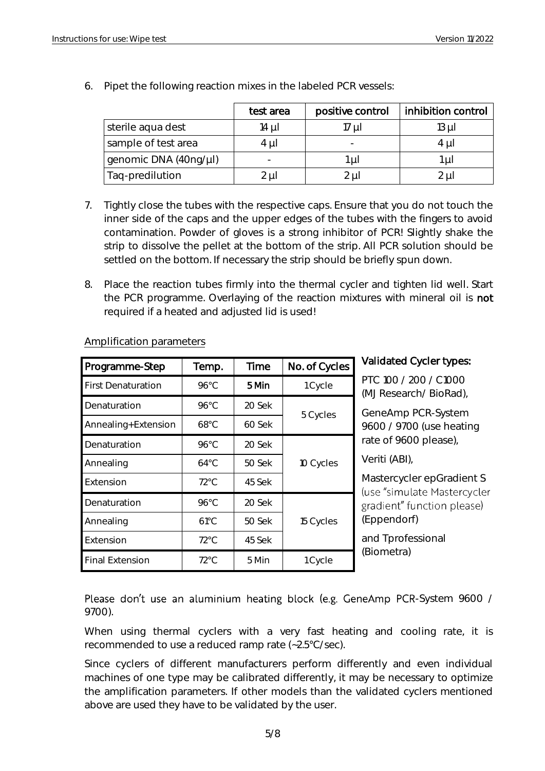6. Pipet the following reaction mixes in the labeled PCR vessels:

| | test area | positive control | inhibition control |
|---|---|---|---|
| sterile aqua dest | 14 µl | 17 µl | 13 µl |
| sample of test area | 4 µl | - | 4 µl |
| genomic DNA (40ng/µl) | - | 1 µl | 1 µl |
| Taq-predilution | 2 µl | 2 µl | 2 µl |

7. Tightly close the tubes with the respective caps. Ensure that you do not touch the inner side of the caps and the upper edges of the tubes with the fingers to avoid contamination. Powder of gloves is a strong inhibitor of PCR! Slightly shake the strip to dissolve the pellet at the bottom of the strip. All PCR solution should be settled on the bottom. If necessary the strip should be briefly spun down.

8. Place the reaction tubes firmly into the thermal cycler and tighten lid well. Start the PCR programme. Overlaying of the reaction mixtures with mineral oil is **not** required if a heated and adjusted lid is used!

Amplification parameters

| Programme-Step | Temp. | Time | No. of Cycles |
|---|---|---|---|
| First Denaturation | 96°C | **5 Min** | 1 Cycle |
| Denaturation | 96°C | 20 Sek | 5 Cycles |
| Annealing+Extension | 68°C | 60 Sek | |
| Denaturation | 96°C | 20 Sek | 10 Cycles |
| Annealing | 64°C | 50 Sek | |
| Extension | 72°C | 45 Sek | |
| Denaturation | 96°C | 20 Sek | 15 Cycles |
| Annealing | 61°C | 50 Sek | |
| Extension | 72°C | 45 Sek | |
| Final Extension | 72°C | 5 Min | 1 Cycle |

**Validated Cycler types:**

PTC 100 / 200 / C1000 (MJ Research/ BioRad),

GeneAmp PCR-System 9600 / 9700 (use heating rate of 9600 please),

Veriti (ABI),

Mastercycler epGradient S (use "simulate Mastercycler gradient" function please) (Eppendorf)

and Tprofessional (Biometra)

Please don't use an aluminium heating block (e.g. GeneAmp PCR-System 9600 / 9700).

When using thermal cyclers with a very fast heating and cooling rate, it is recommended to use a reduced ramp rate (~2.5°C/sec).

Since cyclers of different manufacturers perform differently and even individual machines of one type may be calibrated differently, it may be necessary to optimize the amplification parameters. If other models than the validated cyclers mentioned above are used they have to be validated by the user.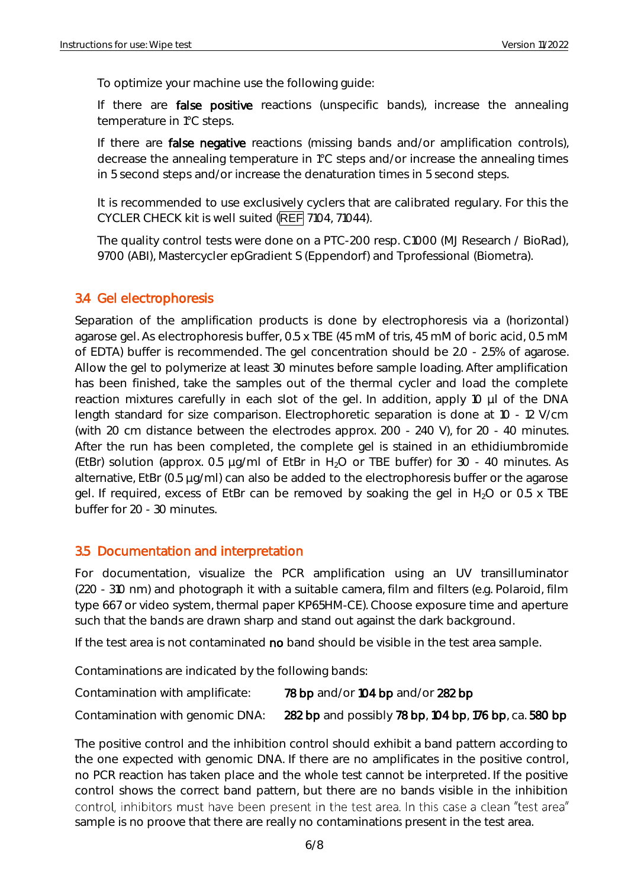To optimize your machine use the following guide:

If there are **false positive** reactions (unspecific bands), increase the annealing temperature in 1°C steps.

If there are **false negative** reactions (missing bands and/or amplification controls), decrease the annealing temperature in 1°C steps and/or increase the annealing times in 5 second steps and/or increase the denaturation times in 5 second steps.

It is recommended to use exclusively cyclers that are calibrated regulary. For this the CYCLER CHECK kit is well suited (REF 7104, 71044).

The quality control tests were done on a PTC-200 resp. C1000 (MJ Research / BioRad), 9700 (ABI), Mastercycler epGradient S (Eppendorf) and Tprofessional (Biometra).

## 3.4 Gel electrophoresis

Separation of the amplification products is done by electrophoresis via a (horizontal) agarose gel. As electrophoresis buffer, 0.5 x TBE (45 mM of tris, 45 mM of boric acid, 0.5 mM of EDTA) buffer is recommended. The gel concentration should be 2.0 - 2.5% of agarose. Allow the gel to polymerize at least 30 minutes before sample loading. After amplification has been finished, take the samples out of the thermal cycler and load the complete reaction mixtures carefully in each slot of the gel. In addition, apply 10 µl of the DNA length standard for size comparison. Electrophoretic separation is done at 10 - 12 V/cm (with 20 cm distance between the electrodes approx. 200 - 240 V), for 20 - 40 minutes. After the run has been completed, the complete gel is stained in an ethidiumbromide (EtBr) solution (approx. 0.5 µg/ml of EtBr in $H_2O$ or TBE buffer) for 30 - 40 minutes. As alternative, EtBr (0.5 µg/ml) can also be added to the electrophoresis buffer or the agarose gel. If required, excess of EtBr can be removed by soaking the gel in $H_2O$ or 0.5 x TBE buffer for 20 - 30 minutes.

## 3.5 Documentation and interpretation

For documentation, visualize the PCR amplification using an UV transilluminator (220 - 310 nm) and photograph it with a suitable camera, film and filters (e.g. Polaroid, film type 667 or video system, thermal paper KP65HM-CE). Choose exposure time and aperture such that the bands are drawn sharp and stand out against the dark background.

If the test area is not contaminated **no** band should be visible in the test area sample.

Contaminations are indicated by the following bands:

| | |
|---|---|
| Contamination with amplificate: | **78 bp** and/or **104 bp** and/or **282 bp** |
| Contamination with genomic DNA: | **282 bp** and possibly **78 bp**, **104 bp**, **176 bp**, ca. **580 bp** |

The positive control and the inhibition control should exhibit a band pattern according to the one expected with genomic DNA. If there are no amplificates in the positive control, no PCR reaction has taken place and the whole test cannot be interpreted. If the positive control shows the correct band pattern, but there are no bands visible in the inhibition control, inhibitors must have been present in the test area. In this case a clean "test area" sample is no proove that there are really no contaminations present in the test area.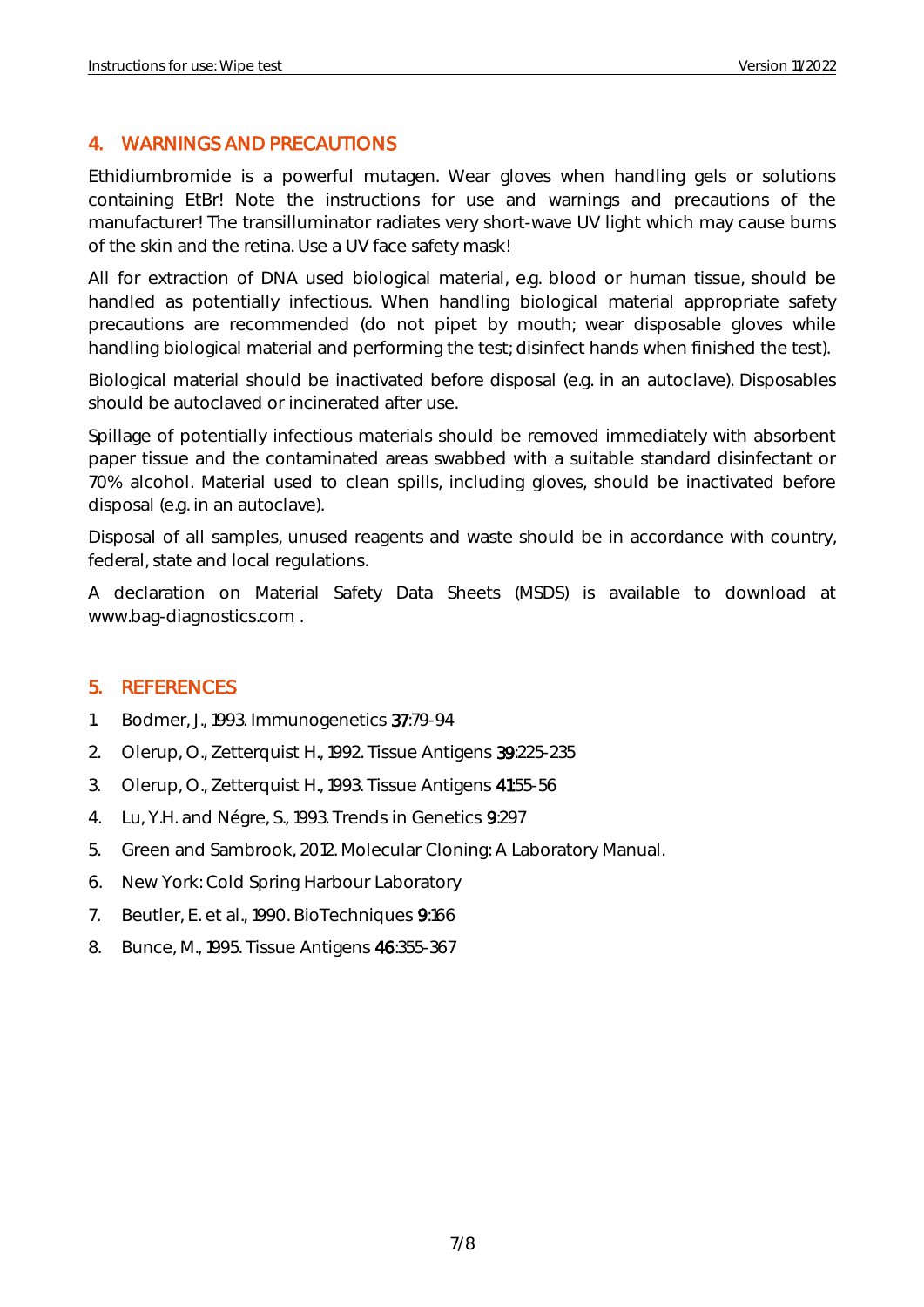## 4. WARNINGS AND PRECAUTIONS

Ethidiumbromide is a powerful mutagen. Wear gloves when handling gels or solutions containing EtBr! Note the instructions for use and warnings and precautions of the manufacturer! The transilluminator radiates very short-wave UV light which may cause burns of the skin and the retina. Use a UV face safety mask!

All for extraction of DNA used biological material, e.g. blood or human tissue, should be handled as potentially infectious. When handling biological material appropriate safety precautions are recommended (do not pipet by mouth; wear disposable gloves while handling biological material and performing the test; disinfect hands when finished the test).

Biological material should be inactivated before disposal (e.g. in an autoclave). Disposables should be autoclaved or incinerated after use.

Spillage of potentially infectious materials should be removed immediately with absorbent paper tissue and the contaminated areas swabbed with a suitable standard disinfectant or 70% alcohol. Material used to clean spills, including gloves, should be inactivated before disposal (e.g. in an autoclave).

Disposal of all samples, unused reagents and waste should be in accordance with country, federal, state and local regulations.

A declaration on Material Safety Data Sheets (MSDS) is available to download at www.bag-diagnostics.com .

## 5. REFERENCES

1. Bodmer, J., 1993. Immunogenetics **37**:79-94
2. Olerup, O., Zetterquist H., 1992. Tissue Antigens **39**:225-235
3. Olerup, O., Zetterquist H., 1993. Tissue Antigens **41**:55-56
4. Lu, Y.H. and Négre, S., 1993. Trends in Genetics **9**:297
5. Green and Sambrook, 2012. Molecular Cloning: A Laboratory Manual.
6. New York: Cold Spring Harbour Laboratory
7. Beutler, E. et al., 1990. BioTechniques **9**:166
8. Bunce, M., 1995. Tissue Antigens **46**:355-367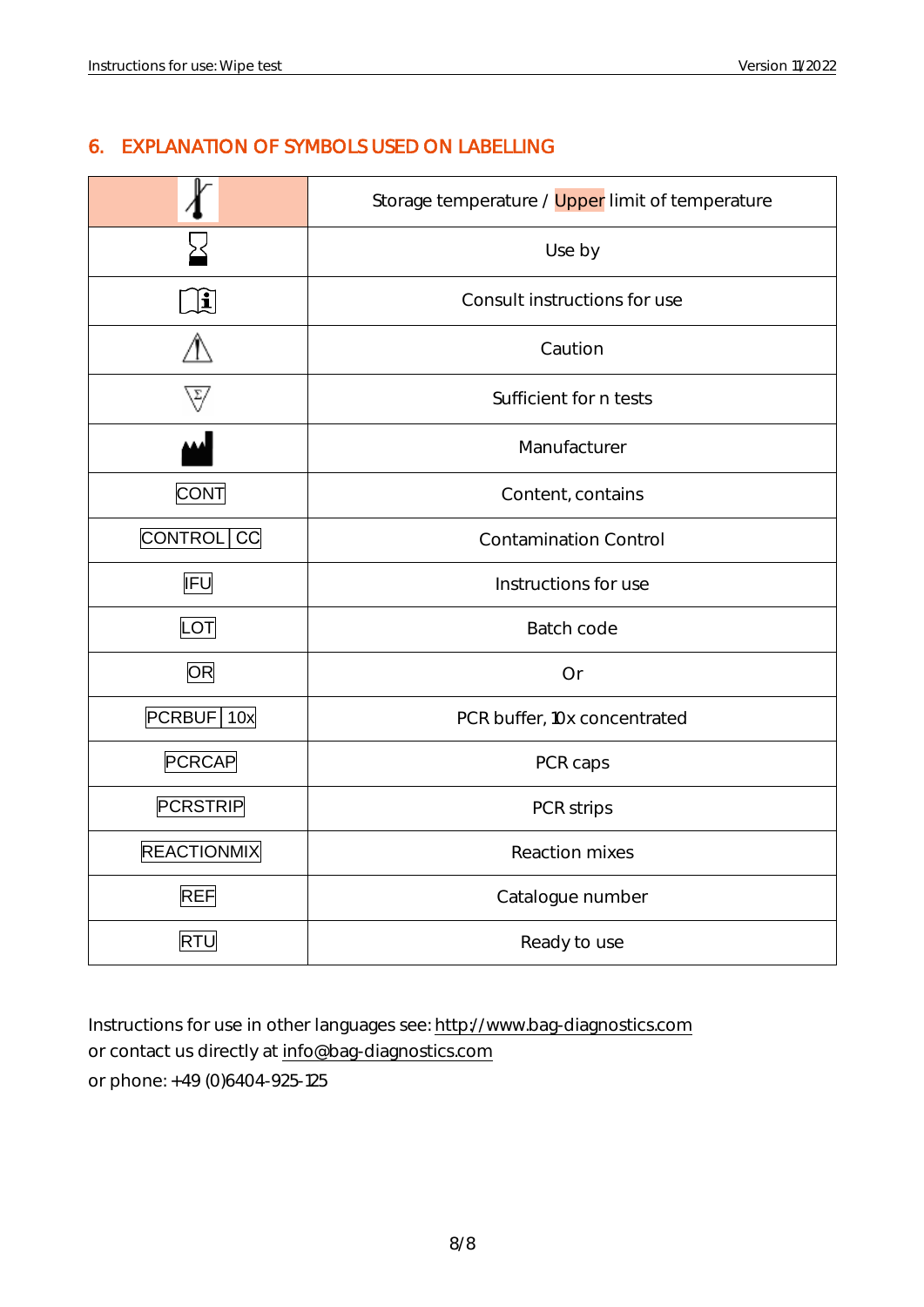## 6. EXPLANATION OF SYMBOLS USED ON LABELLING

| | |
|---|---|
| 🌡 | Storage temperature / Upper limit of temperature |
| ⌛ | Use by |
| 📖i | Consult instructions for use |
| ⚠ | Caution |
| Σ | Sufficient for n tests |
| 🏭 | Manufacturer |
| CONT | Content, contains |
| CONTROL \| CC | Contamination Control |
| IFU | Instructions for use |
| LOT | Batch code |
| OR | Or |
| PCRBUF \| 10x | PCR buffer, 10x concentrated |
| PCRCAP | PCR caps |
| PCRSTRIP | PCR strips |
| REACTIONMIX | Reaction mixes |
| REF | Catalogue number |
| RTU | Ready to use |

Instructions for use in other languages see: http://www.bag-diagnostics.com
or contact us directly at info@bag-diagnostics.com
or phone: +49 (0)6404-925-125